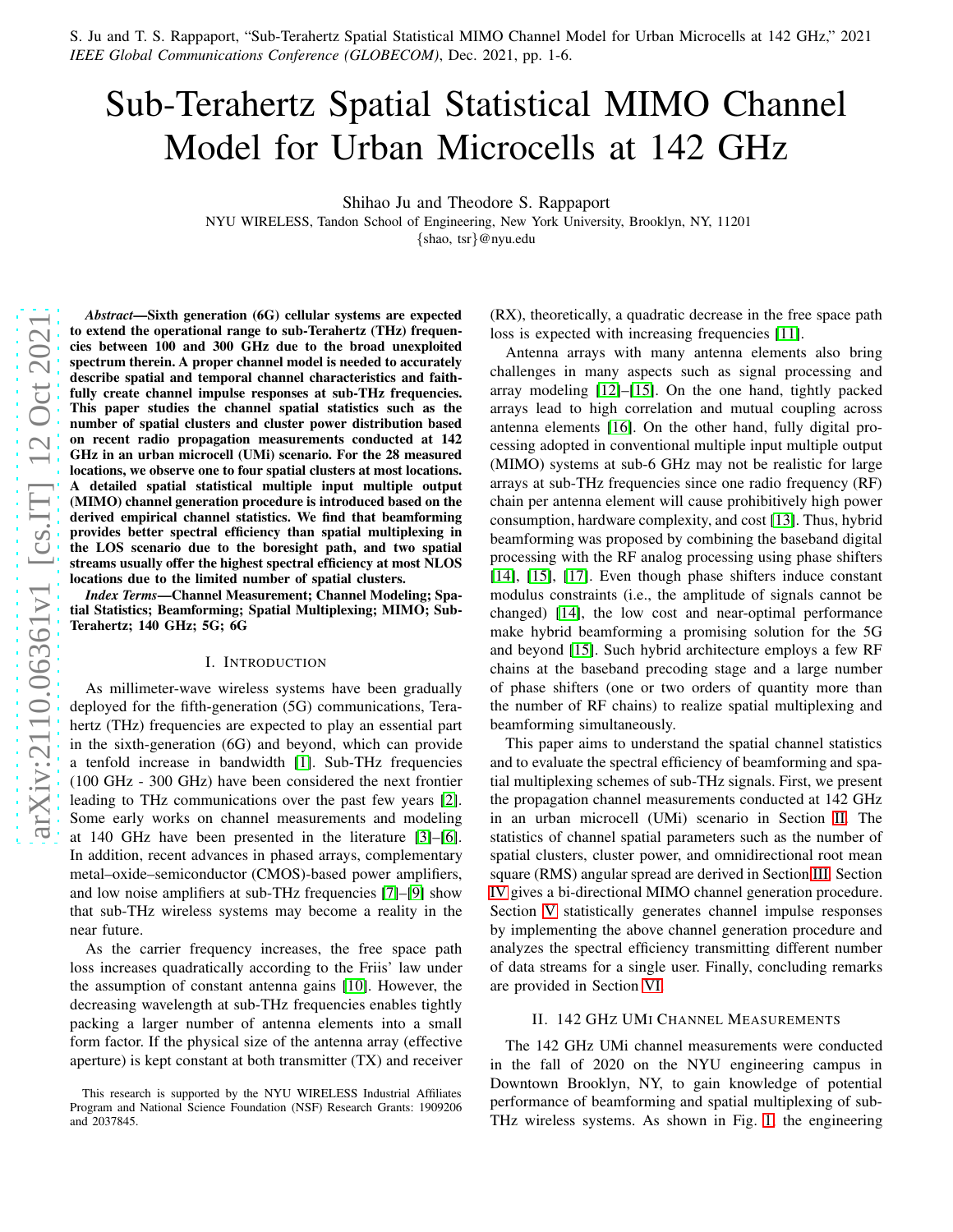S. Ju and T. S. Rappaport, "Sub-Terahertz Spatial Statistical MIMO Channel Model for Urban Microcells at 142 GHz," 2021 *IEEE Global Communications Conference (GLOBECOM)*, Dec. 2021, pp. 1-6.

# Sub-Terahertz Spatial Statistical MIMO Channel Model for Urban Microcells at 142 GHz

Shihao Ju and Theodore S. Rappaport
NYU WIRELESS, Tandon School of Engineering, New York University, Brooklyn, NY, 11201
{shao, tsr}@nyu.edu

***Abstract*—Sixth generation (6G) cellular systems are expected to extend the operational range to sub-Terahertz (THz) frequencies between 100 and 300 GHz due to the broad unexploited spectrum therein. A proper channel model is needed to accurately describe spatial and temporal channel characteristics and faithfully create channel impulse responses at sub-THz frequencies. This paper studies the channel spatial statistics such as the number of spatial clusters and cluster power distribution based on recent radio propagation measurements conducted at 142 GHz in an urban microcell (UMi) scenario. For the 28 measured locations, we observe one to four spatial clusters at most locations. A detailed spatial statistical multiple input multiple output (MIMO) channel generation procedure is introduced based on the derived empirical channel statistics. We find that beamforming provides better spectral efficiency than spatial multiplexing in the LOS scenario due to the boresight path, and two spatial streams usually offer the highest spectral efficiency at most NLOS locations due to the limited number of spatial clusters.**

***Index Terms*—Channel Measurement; Channel Modeling; Spatial Statistics; Beamforming; Spatial Multiplexing; MIMO; Sub-Terahertz; 140 GHz; 5G; 6G**

## I. Introduction

As millimeter-wave wireless systems have been gradually deployed for the fifth-generation (5G) communications, Terahertz (THz) frequencies are expected to play an essential part in the sixth-generation (6G) and beyond, which can provide a tenfold increase in bandwidth [1]. Sub-THz frequencies (100 GHz - 300 GHz) have been considered the next frontier leading to THz communications over the past few years [2]. Some early works on channel measurements and modeling at 140 GHz have been presented in the literature [3]–[6]. In addition, recent advances in phased arrays, complementary metal–oxide–semiconductor (CMOS)-based power amplifiers, and low noise amplifiers at sub-THz frequencies [7]–[9] show that sub-THz wireless systems may become a reality in the near future.

As the carrier frequency increases, the free space path loss increases quadratically according to the Friis' law under the assumption of constant antenna gains [10]. However, the decreasing wavelength at sub-THz frequencies enables tightly packing a larger number of antenna elements into a small form factor. If the physical size of the antenna array (effective aperture) is kept constant at both transmitter (TX) and receiver (RX), theoretically, a quadratic decrease in the free space path loss is expected with increasing frequencies [11].

Antenna arrays with many antenna elements also bring challenges in many aspects such as signal processing and array modeling [12]–[15]. On the one hand, tightly packed arrays lead to high correlation and mutual coupling across antenna elements [16]. On the other hand, fully digital processing adopted in conventional multiple input multiple output (MIMO) systems at sub-6 GHz may not be realistic for large arrays at sub-THz frequencies since one radio frequency (RF) chain per antenna element will cause prohibitively high power consumption, hardware complexity, and cost [13]. Thus, hybrid beamforming was proposed by combining the baseband digital processing with the RF analog processing using phase shifters [14], [15], [17]. Even though phase shifters induce constant modulus constraints (i.e., the amplitude of signals cannot be changed) [14], the low cost and near-optimal performance make hybrid beamforming a promising solution for the 5G and beyond [15]. Such hybrid architecture employs a few RF chains at the baseband precoding stage and a large number of phase shifters (one or two orders of quantity more than the number of RF chains) to realize spatial multiplexing and beamforming simultaneously.

This paper aims to understand the spatial channel statistics and to evaluate the spectral efficiency of beamforming and spatial multiplexing schemes of sub-THz signals. First, we present the propagation channel measurements conducted at 142 GHz in an urban microcell (UMi) scenario in Section II. The statistics of channel spatial parameters such as the number of spatial clusters, cluster power, and omnidirectional root mean square (RMS) angular spread are derived in Section III. Section IV gives a bi-directional MIMO channel generation procedure. Section V statistically generates channel impulse responses by implementing the above channel generation procedure and analyzes the spectral efficiency transmitting different number of data streams for a single user. Finally, concluding remarks are provided in Section VI.

## II. 142 GHz UMi Channel Measurements

The 142 GHz UMi channel measurements were conducted in the fall of 2020 on the NYU engineering campus in Downtown Brooklyn, NY, to gain knowledge of potential performance of beamforming and spatial multiplexing of sub-THz wireless systems. As shown in Fig. 1, the engineering

This research is supported by the NYU WIRELESS Industrial Affiliates Program and National Science Foundation (NSF) Research Grants: 1909206 and 2037845.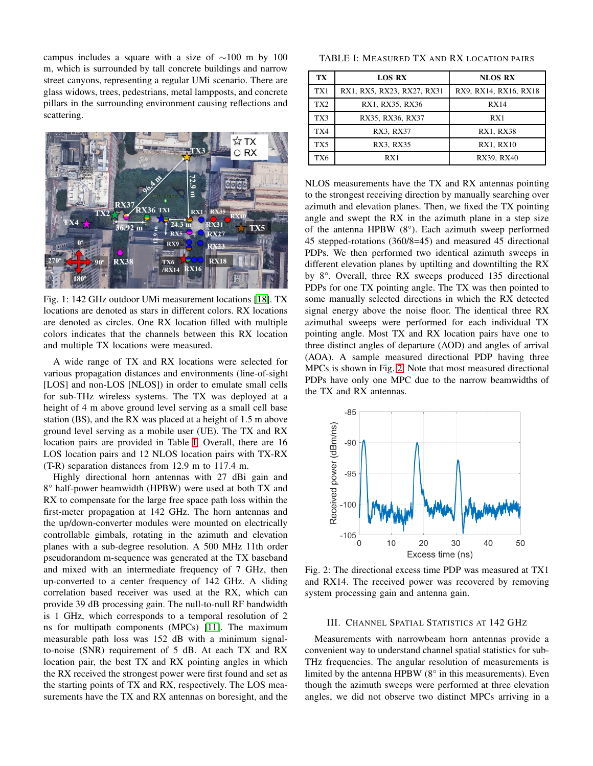campus includes a square with a size of ∼100 m by 100 m, which is surrounded by tall concrete buildings and narrow street canyons, representing a regular UMi scenario. There are glass widows, trees, pedestrians, metal lampposts, and concrete pillars in the surrounding environment causing reflections and scattering.

Fig. 1: 142 GHz outdoor UMi measurement locations [18]. TX locations are denoted as stars in different colors. RX locations are denoted as circles. One RX location filled with multiple colors indicates that the channels between this RX location and multiple TX locations were measured.

A wide range of TX and RX locations were selected for various propagation distances and environments (line-of-sight [LOS] and non-LOS [NLOS]) in order to emulate small cells for sub-THz wireless systems. The TX was deployed at a height of 4 m above ground level serving as a small cell base station (BS), and the RX was placed at a height of 1.5 m above ground level serving as a mobile user (UE). The TX and RX location pairs are provided in Table I. Overall, there are 16 LOS location pairs and 12 NLOS location pairs with TX-RX (T-R) separation distances from 12.9 m to 117.4 m.

Highly directional horn antennas with 27 dBi gain and 8° half-power beamwidth (HPBW) were used at both TX and RX to compensate for the large free space path loss within the first-meter propagation at 142 GHz. The horn antennas and the up/down-converter modules were mounted on electrically controllable gimbals, rotating in the azimuth and elevation planes with a sub-degree resolution. A 500 MHz 11th order pseudorandom m-sequence was generated at the TX baseband and mixed with an intermediate frequency of 7 GHz, then up-converted to a center frequency of 142 GHz. A sliding correlation based receiver was used at the RX, which can provide 39 dB processing gain. The null-to-null RF bandwidth is 1 GHz, which corresponds to a temporal resolution of 2 ns for multipath components (MPCs) [11]. The maximum measurable path loss was 152 dB with a minimum signal-to-noise (SNR) requirement of 5 dB. At each TX and RX location pair, the best TX and RX pointing angles in which the RX received the strongest power were first found and set as the starting points of TX and RX, respectively. The LOS measurements have the TX and RX antennas on boresight, and the

TABLE I: Measured TX and RX location pairs

| TX | LOS RX | NLOS RX |
|---|---|---|
| TX1 | RX1, RX5, RX23, RX27, RX31 | RX9, RX14, RX16, RX18 |
| TX2 | RX1, RX35, RX36 | RX14 |
| TX3 | RX35, RX36, RX37 | RX1 |
| TX4 | RX3, RX37 | RX1, RX38 |
| TX5 | RX3, RX35 | RX1, RX10 |
| TX6 | RX1 | RX39, RX40 |

NLOS measurements have the TX and RX antennas pointing to the strongest receiving direction by manually searching over azimuth and elevation planes. Then, we fixed the TX pointing angle and swept the RX in the azimuth plane in a step size of 8°. Each azimuth sweep performed 45 stepped-rotations (360/8=45) and measured 45 directional PDPs. We then performed two identical azimuth sweeps in different elevation planes by uptilting and downtilting the RX by 8°. Overall, three RX sweeps produced 135 directional PDPs for one TX pointing angle. The TX was then pointed to some manually selected directions in which the RX detected signal energy above the noise floor. The identical three RX azimuthal sweeps were performed for each individual TX pointing angle. Most TX and RX location pairs have one to three distinct angles of departure (AOD) and angles of arrival (AOA). A sample measured directional PDP having three MPCs is shown in Fig. 2. Note that most measured directional PDPs have only one MPC due to the narrow beamwidths of the TX and RX antennas.

Fig. 2: The directional excess time PDP was measured at TX1 and RX14. The received power was recovered by removing system processing gain and antenna gain.

## III. Channel Spatial Statistics at 142 GHz

Measurements with narrowbeam horn antennas provide a convenient way to understand channel spatial statistics for sub-THz frequencies. The angular resolution of measurements is limited by the antenna HPBW (8° in this measurements). Even though the azimuth sweeps were performed at three elevation angles, we did not observe two distinct MPCs arriving in a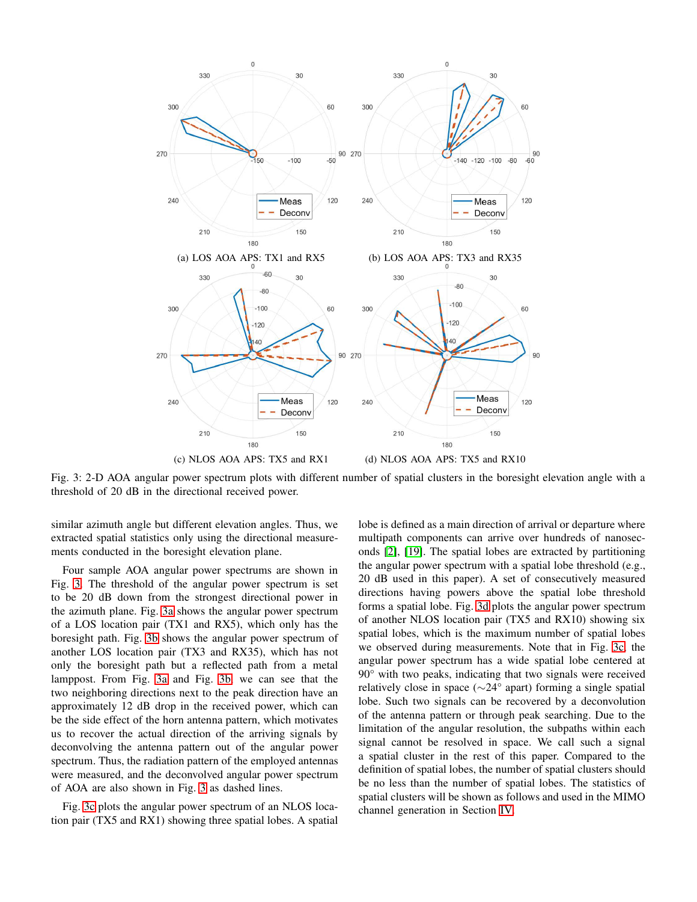(a) LOS AOA APS: TX1 and RX5

(b) LOS AOA APS: TX3 and RX35

(c) NLOS AOA APS: TX5 and RX1

(d) NLOS AOA APS: TX5 and RX10

Fig. 3: 2-D AOA angular power spectrum plots with different number of spatial clusters in the boresight elevation angle with a threshold of 20 dB in the directional received power.

similar azimuth angle but different elevation angles. Thus, we extracted spatial statistics only using the directional measurements conducted in the boresight elevation plane.

Four sample AOA angular power spectrums are shown in Fig. 3. The threshold of the angular power spectrum is set to be 20 dB down from the strongest directional power in the azimuth plane. Fig. 3a shows the angular power spectrum of a LOS location pair (TX1 and RX5), which only has the boresight path. Fig. 3b shows the angular power spectrum of another LOS location pair (TX3 and RX35), which has not only the boresight path but a reflected path from a metal lamppost. From Fig. 3a and Fig. 3b we can see that the two neighboring directions next to the peak direction have an approximately 12 dB drop in the received power, which can be the side effect of the horn antenna pattern, which motivates us to recover the actual direction of the arriving signals by deconvolving the antenna pattern out of the angular power spectrum. Thus, the radiation pattern of the employed antennas were measured, and the deconvolved angular power spectrum of AOA are also shown in Fig. 3 as dashed lines.

Fig. 3c plots the angular power spectrum of an NLOS location pair (TX5 and RX1) showing three spatial lobes. A spatial lobe is defined as a main direction of arrival or departure where multipath components can arrive over hundreds of nanoseconds [2], [19]. The spatial lobes are extracted by partitioning the angular power spectrum with a spatial lobe threshold (e.g., 20 dB used in this paper). A set of consecutively measured directions having powers above the spatial lobe threshold forms a spatial lobe. Fig. 3d plots the angular power spectrum of another NLOS location pair (TX5 and RX10) showing six spatial lobes, which is the maximum number of spatial lobes we observed during measurements. Note that in Fig. 3c, the angular power spectrum has a wide spatial lobe centered at 90° with two peaks, indicating that two signals were received relatively close in space (∼24° apart) forming a single spatial lobe. Such two signals can be recovered by a deconvolution of the antenna pattern or through peak searching. Due to the limitation of the angular resolution, the subpaths within each signal cannot be resolved in space. We call such a signal a spatial cluster in the rest of this paper. Compared to the definition of spatial lobes, the number of spatial clusters should be no less than the number of spatial lobes. The statistics of spatial clusters will be shown as follows and used in the MIMO channel generation in Section IV.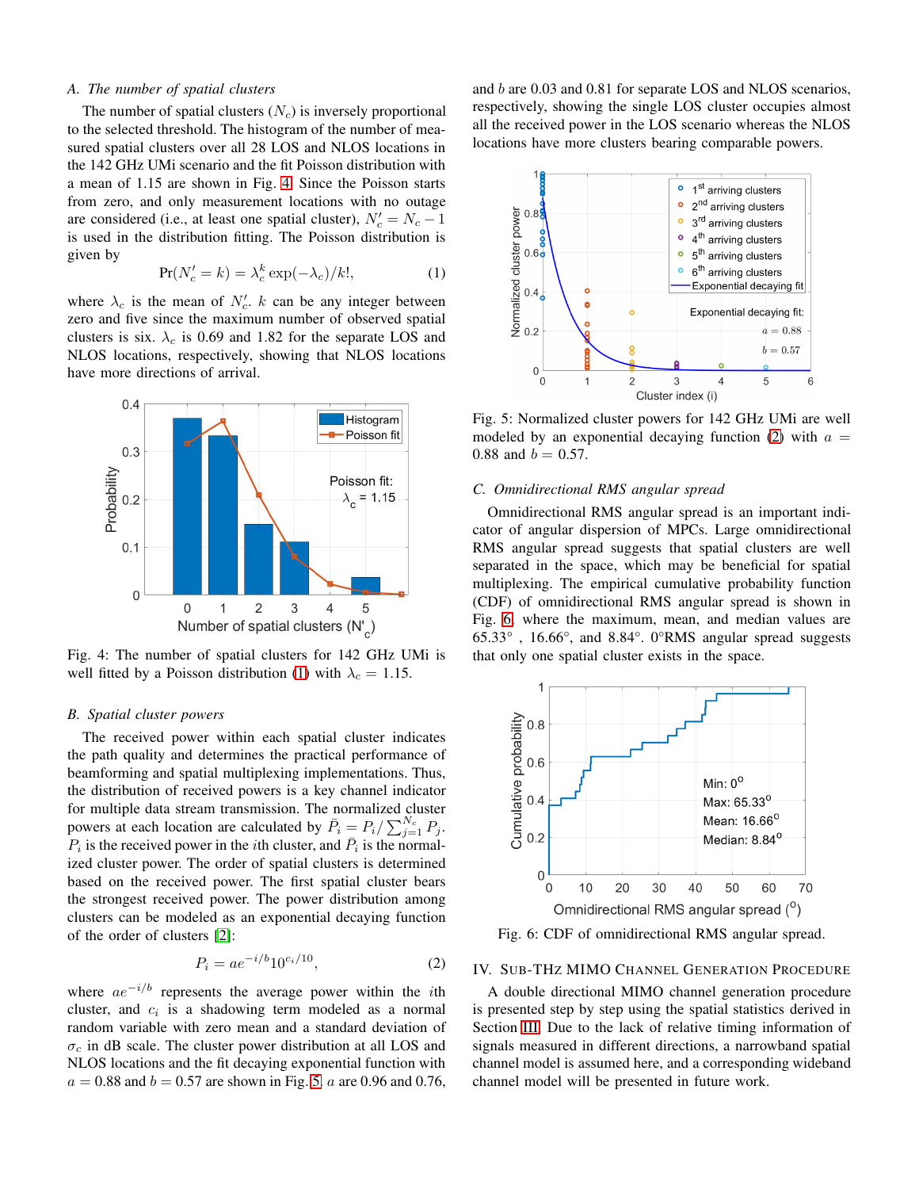### A. *The number of spatial clusters*

The number of spatial clusters ($N_c$) is inversely proportional to the selected threshold. The histogram of the number of measured spatial clusters over all 28 LOS and NLOS locations in the 142 GHz UMi scenario and the fit Poisson distribution with a mean of 1.15 are shown in Fig. 4. Since the Poisson starts from zero, and only measurement locations with no outage are considered (i.e., at least one spatial cluster), $N_c' = N_c - 1$ is used in the distribution fitting. The Poisson distribution is given by

$$\Pr(N_c' = k) = \lambda_c^k \exp(-\lambda_c)/k!, \tag{1}$$

where $\lambda_c$ is the mean of $N_c'$. $k$ can be any integer between zero and five since the maximum number of observed spatial clusters is six. $\lambda_c$ is 0.69 and 1.82 for the separate LOS and NLOS locations, respectively, showing that NLOS locations have more directions of arrival.

Fig. 4: The number of spatial clusters for 142 GHz UMi is well fitted by a Poisson distribution (1) with $\lambda_c = 1.15$.

### B. *Spatial cluster powers*

The received power within each spatial cluster indicates the path quality and determines the practical performance of beamforming and spatial multiplexing implementations. Thus, the distribution of received powers is a key channel indicator for multiple data stream transmission. The normalized cluster powers at each location are calculated by $\bar{P}_i = P_i / \sum_{j=1}^{N_c} P_j$. $P_i$ is the received power in the $i$th cluster, and $\bar{P}_i$ is the normalized cluster power. The order of spatial clusters is determined based on the received power. The first spatial cluster bears the strongest received power. The power distribution among clusters can be modeled as an exponential decaying function of the order of clusters [2]:

$$P_i = ae^{-i/b}10^{c_i/10}, \tag{2}$$

where $ae^{-i/b}$ represents the average power within the $i$th cluster, and $c_i$ is a shadowing term modeled as a normal random variable with zero mean and a standard deviation of $\sigma_c$ in dB scale. The cluster power distribution at all LOS and NLOS locations and the fit decaying exponential function with $a = 0.88$ and $b = 0.57$ are shown in Fig. 5. $a$ are 0.96 and 0.76, and $b$ are 0.03 and 0.81 for separate LOS and NLOS scenarios, respectively, showing the single LOS cluster occupies almost all the received power in the LOS scenario whereas the NLOS locations have more clusters bearing comparable powers.

Fig. 5: Normalized cluster powers for 142 GHz UMi are well modeled by an exponential decaying function (2) with $a = 0.88$ and $b = 0.57$.

### C. *Omnidirectional RMS angular spread*

Omnidirectional RMS angular spread is an important indicator of angular dispersion of MPCs. Large omnidirectional RMS angular spread suggests that spatial clusters are well separated in the space, which may be beneficial for spatial multiplexing. The empirical cumulative probability function (CDF) of omnidirectional RMS angular spread is shown in Fig. 6, where the maximum, mean, and median values are 65.33°, 16.66°, and 8.84°. 0°RMS angular spread suggests that only one spatial cluster exists in the space.

Fig. 6: CDF of omnidirectional RMS angular spread.

## IV. Sub-THz MIMO Channel Generation Procedure

A double directional MIMO channel generation procedure is presented step by step using the spatial statistics derived in Section III. Due to the lack of relative timing information of signals measured in different directions, a narrowband spatial channel model is assumed here, and a corresponding wideband channel model will be presented in future work.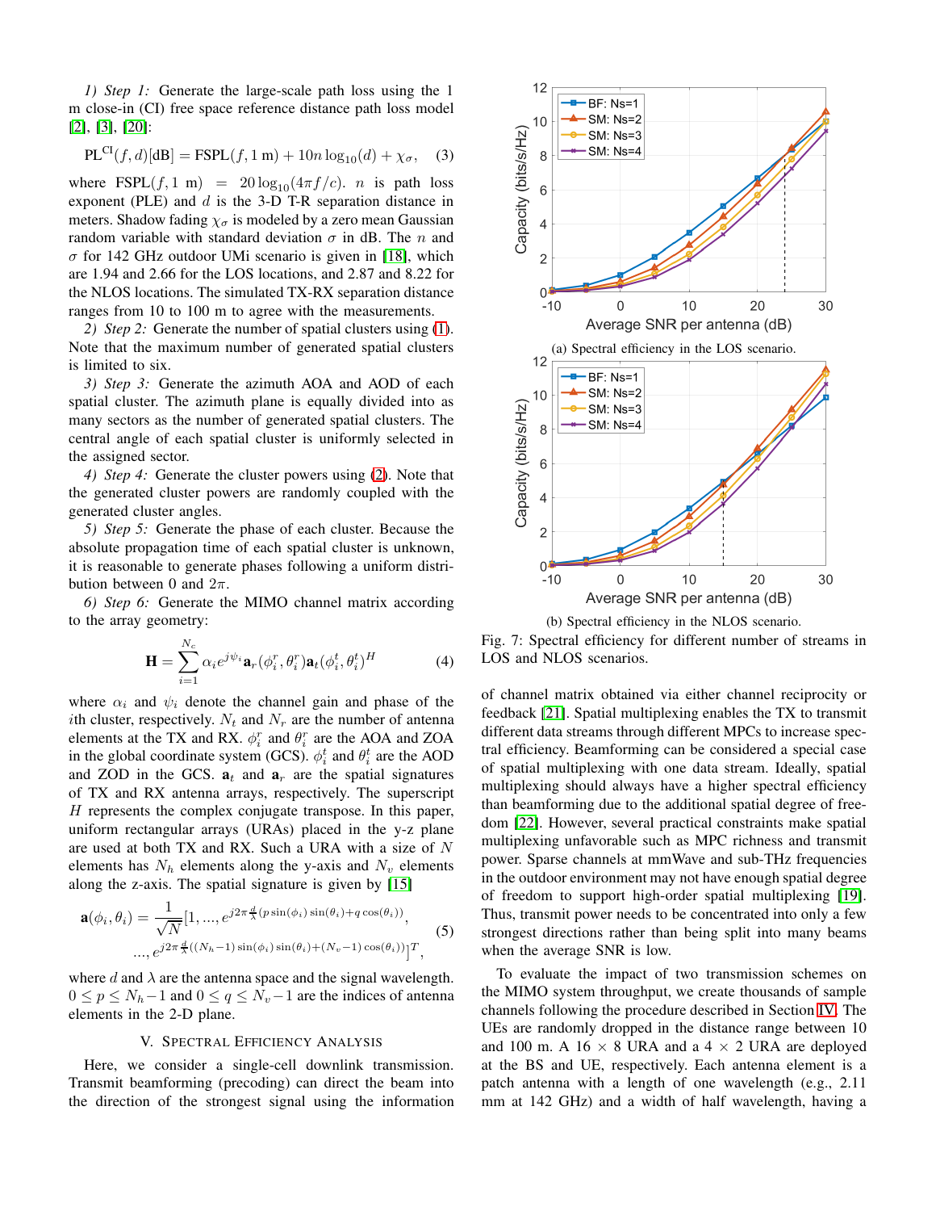*1) Step 1:* Generate the large-scale path loss using the 1 m close-in (CI) free space reference distance path loss model [2], [3], [20]:

$$\text{PL}^{\text{CI}}(f,d)[\text{dB}] = \text{FSPL}(f, 1\text{ m}) + 10n\log_{10}(d) + \chi_\sigma, \quad (3)$$

where $\text{FSPL}(f, 1\text{ m}) = 20\log_{10}(4\pi f/c)$. $n$ is path loss exponent (PLE) and $d$ is the 3-D T-R separation distance in meters. Shadow fading $\chi_\sigma$ is modeled by a zero mean Gaussian random variable with standard deviation $\sigma$ in dB. The $n$ and $\sigma$ for 142 GHz outdoor UMi scenario is given in [18], which are 1.94 and 2.66 for the LOS locations, and 2.87 and 8.22 for the NLOS locations. The simulated TX-RX separation distance ranges from 10 to 100 m to agree with the measurements.

*2) Step 2:* Generate the number of spatial clusters using (1). Note that the maximum number of generated spatial clusters is limited to six.

*3) Step 3:* Generate the azimuth AOA and AOD of each spatial cluster. The azimuth plane is equally divided into as many sectors as the number of generated spatial clusters. The central angle of each spatial cluster is uniformly selected in the assigned sector.

*4) Step 4:* Generate the cluster powers using (2). Note that the generated cluster powers are randomly coupled with the generated cluster angles.

*5) Step 5:* Generate the phase of each cluster. Because the absolute propagation time of each spatial cluster is unknown, it is reasonable to generate phases following a uniform distribution between 0 and $2\pi$.

*6) Step 6:* Generate the MIMO channel matrix according to the array geometry:

$$\mathbf{H} = \sum_{i=1}^{N_c} \alpha_i e^{j\psi_i} \mathbf{a}_r(\phi_i^r, \theta_i^r)\mathbf{a}_t(\phi_i^t, \theta_i^t)^H \quad (4)$$

where $\alpha_i$ and $\psi_i$ denote the channel gain and phase of the $i$th cluster, respectively. $N_t$ and $N_r$ are the number of antenna elements at the TX and RX. $\phi_i^r$ and $\theta_i^r$ are the AOA and ZOA in the global coordinate system (GCS). $\phi_i^t$ and $\theta_i^t$ are the AOD and ZOD in the GCS. $\mathbf{a}_t$ and $\mathbf{a}_r$ are the spatial signatures of TX and RX antenna arrays, respectively. The superscript $H$ represents the complex conjugate transpose. In this paper, uniform rectangular arrays (URAs) placed in the y-z plane are used at both TX and RX. Such a URA with a size of $N$ elements has $N_h$ elements along the y-axis and $N_v$ elements along the z-axis. The spatial signature is given by [15]

$$\mathbf{a}(\phi_i, \theta_i) = \frac{1}{\sqrt{N}}[1, ..., e^{j2\pi\frac{d}{\lambda}(p\sin(\phi_i)\sin(\theta_i)+q\cos(\theta_i))}, \\ ..., e^{j2\pi\frac{d}{\lambda}((N_h-1)\sin(\phi_i)\sin(\theta_i)+(N_v-1)\cos(\theta_i))}]^T, \quad (5)$$

where $d$ and $\lambda$ are the antenna space and the signal wavelength. $0 \le p \le N_h - 1$ and $0 \le q \le N_v - 1$ are the indices of antenna elements in the 2-D plane.

## V. Spectral Efficiency Analysis

Here, we consider a single-cell downlink transmission. Transmit beamforming (precoding) can direct the beam into the direction of the strongest signal using the information of channel matrix obtained via either channel reciprocity or feedback [21]. Spatial multiplexing enables the TX to transmit different data streams through different MPCs to increase spectral efficiency. Beamforming can be considered a special case of spatial multiplexing with one data stream. Ideally, spatial multiplexing should always have a higher spectral efficiency than beamforming due to the additional spatial degree of freedom [22]. However, several practical constraints make spatial multiplexing unfavorable such as MPC richness and transmit power. Sparse channels at mmWave and sub-THz frequencies in the outdoor environment may not have enough spatial degree of freedom to support high-order spatial multiplexing [19]. Thus, transmit power needs to be concentrated into only a few strongest directions rather than being split into many beams when the average SNR is low.

(a) Spectral efficiency in the LOS scenario.

(b) Spectral efficiency in the NLOS scenario.

Fig. 7: Spectral efficiency for different number of streams in LOS and NLOS scenarios.

To evaluate the impact of two transmission schemes on the MIMO system throughput, we create thousands of sample channels following the procedure described in Section IV. The UEs are randomly dropped in the distance range between 10 and 100 m. A 16 × 8 URA and a 4 × 2 URA are deployed at the BS and UE, respectively. Each antenna element is a patch antenna with a length of one wavelength (e.g., 2.11 mm at 142 GHz) and a width of half wavelength, having a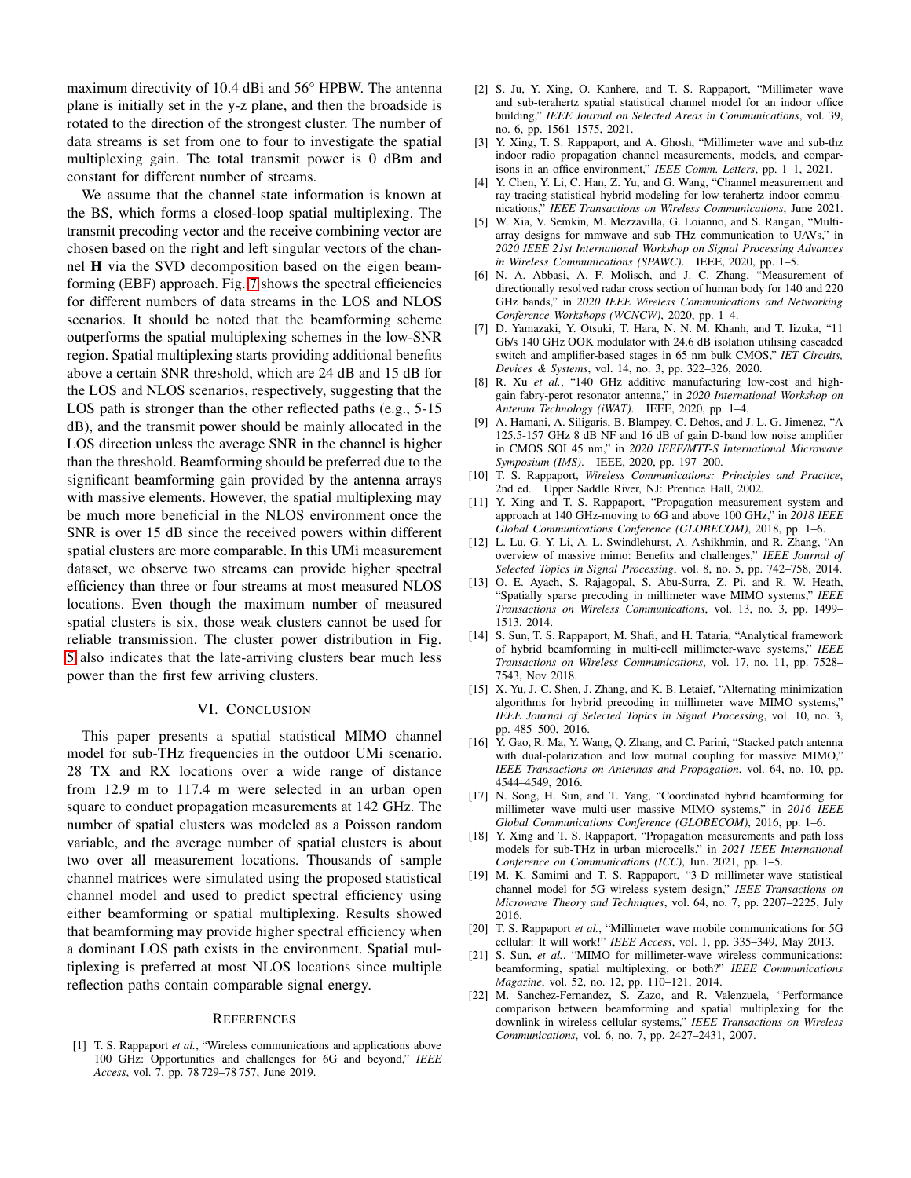maximum directivity of 10.4 dBi and 56° HPBW. The antenna plane is initially set in the y-z plane, and then the broadside is rotated to the direction of the strongest cluster. The number of data streams is set from one to four to investigate the spatial multiplexing gain. The total transmit power is 0 dBm and constant for different number of streams.

We assume that the channel state information is known at the BS, which forms a closed-loop spatial multiplexing. The transmit precoding vector and the receive combining vector are chosen based on the right and left singular vectors of the channel $\mathbf{H}$ via the SVD decomposition based on the eigen beamforming (EBF) approach. Fig. 7 shows the spectral efficiencies for different numbers of data streams in the LOS and NLOS scenarios. It should be noted that the beamforming scheme outperforms the spatial multiplexing schemes in the low-SNR region. Spatial multiplexing starts providing additional benefits above a certain SNR threshold, which are 24 dB and 15 dB for the LOS and NLOS scenarios, respectively, suggesting that the LOS path is stronger than the other reflected paths (e.g., 5-15 dB), and the transmit power should be mainly allocated in the LOS direction unless the average SNR in the channel is higher than the threshold. Beamforming should be preferred due to the significant beamforming gain provided by the antenna arrays with massive elements. However, the spatial multiplexing may be much more beneficial in the NLOS environment once the SNR is over 15 dB since the received powers within different spatial clusters are more comparable. In this UMi measurement dataset, we observe two streams can provide higher spectral efficiency than three or four streams at most measured NLOS locations. Even though the maximum number of measured spatial clusters is six, those weak clusters cannot be used for reliable transmission. The cluster power distribution in Fig. 5 also indicates that the late-arriving clusters bear much less power than the first few arriving clusters.

## VI. Conclusion

This paper presents a spatial statistical MIMO channel model for sub-THz frequencies in the outdoor UMi scenario. 28 TX and RX locations over a wide range of distance from 12.9 m to 117.4 m were selected in an urban open square to conduct propagation measurements at 142 GHz. The number of spatial clusters was modeled as a Poisson random variable, and the average number of spatial clusters is about two over all measurement locations. Thousands of sample channel matrices were simulated using the proposed statistical channel model and used to predict spectral efficiency using either beamforming or spatial multiplexing. Results showed that beamforming may provide higher spectral efficiency when a dominant LOS path exists in the environment. Spatial multiplexing is preferred at most NLOS locations since multiple reflection paths contain comparable signal energy.

## References

[1] T. S. Rappaport *et al.*, "Wireless communications and applications above 100 GHz: Opportunities and challenges for 6G and beyond," *IEEE Access*, vol. 7, pp. 78 729–78 757, June 2019.

[2] S. Ju, Y. Xing, O. Kanhere, and T. S. Rappaport, "Millimeter wave and sub-terahertz spatial statistical channel model for an indoor office building," *IEEE Journal on Selected Areas in Communications*, vol. 39, no. 6, pp. 1561–1575, 2021.

[3] Y. Xing, T. S. Rappaport, and A. Ghosh, "Millimeter wave and sub-thz indoor radio propagation channel measurements, models, and comparisons in an office environment," *IEEE Comm. Letters*, pp. 1–1, 2021.

[4] Y. Chen, Y. Li, C. Han, Z. Yu, and G. Wang, "Channel measurement and ray-tracing-statistical hybrid modeling for low-terahertz indoor communications," *IEEE Transactions on Wireless Communications*, June 2021.

[5] W. Xia, V. Semkin, M. Mezzavilla, G. Loianno, and S. Rangan, "Multi-array designs for mmwave and sub-THz communication to UAVs," in *2020 IEEE 21st International Workshop on Signal Processing Advances in Wireless Communications (SPAWC)*. IEEE, 2020, pp. 1–5.

[6] N. A. Abbasi, A. F. Molisch, and J. C. Zhang, "Measurement of directionally resolved radar cross section of human body for 140 and 220 GHz bands," in *2020 IEEE Wireless Communications and Networking Conference Workshops (WCNCW)*, 2020, pp. 1–4.

[7] D. Yamazaki, Y. Otsuki, T. Hara, N. N. M. Khanh, and T. Iizuka, "11 Gb/s 140 GHz OOK modulator with 24.6 dB isolation utilising cascaded switch and amplifier-based stages in 65 nm bulk CMOS," *IET Circuits, Devices & Systems*, vol. 14, no. 3, pp. 322–326, 2020.

[8] R. Xu *et al.*, "140 GHz additive manufacturing low-cost and high-gain fabry-perot resonator antenna," in *2020 International Workshop on Antenna Technology (iWAT)*. IEEE, 2020, pp. 1–4.

[9] A. Hamani, A. Siligaris, B. Blampey, C. Dehos, and J. L. G. Jimenez, "A 125.5-157 GHz 8 dB NF and 16 dB of gain D-band low noise amplifier in CMOS SOI 45 nm," in *2020 IEEE/MTT-S International Microwave Symposium (IMS)*. IEEE, 2020, pp. 197–200.

[10] T. S. Rappaport, *Wireless Communications: Principles and Practice*, 2nd ed. Upper Saddle River, NJ: Prentice Hall, 2002.

[11] Y. Xing and T. S. Rappaport, "Propagation measurement system and approach at 140 GHz-moving to 6G and above 100 GHz," in *2018 IEEE Global Communications Conference (GLOBECOM)*, 2018, pp. 1–6.

[12] L. Lu, G. Y. Li, A. L. Swindlehurst, A. Ashikhmin, and R. Zhang, "An overview of massive mimo: Benefits and challenges," *IEEE Journal of Selected Topics in Signal Processing*, vol. 8, no. 5, pp. 742–758, 2014.

[13] O. E. Ayach, S. Rajagopal, S. Abu-Surra, Z. Pi, and R. W. Heath, "Spatially sparse precoding in millimeter wave MIMO systems," *IEEE Transactions on Wireless Communications*, vol. 13, no. 3, pp. 1499–1513, 2014.

[14] S. Sun, T. S. Rappaport, M. Shafi, and H. Tataria, "Analytical framework of hybrid beamforming in multi-cell millimeter-wave systems," *IEEE Transactions on Wireless Communications*, vol. 17, no. 11, pp. 7528–7543, Nov 2018.

[15] X. Yu, J.-C. Shen, J. Zhang, and K. B. Letaief, "Alternating minimization algorithms for hybrid precoding in millimeter wave MIMO systems," *IEEE Journal of Selected Topics in Signal Processing*, vol. 10, no. 3, pp. 485–500, 2016.

[16] Y. Gao, R. Ma, Y. Wang, Q. Zhang, and C. Parini, "Stacked patch antenna with dual-polarization and low mutual coupling for massive MIMO," *IEEE Transactions on Antennas and Propagation*, vol. 64, no. 10, pp. 4544–4549, 2016.

[17] N. Song, H. Sun, and T. Yang, "Coordinated hybrid beamforming for millimeter wave multi-user massive MIMO systems," in *2016 IEEE Global Communications Conference (GLOBECOM)*, 2016, pp. 1–6.

[18] Y. Xing and T. S. Rappaport, "Propagation measurements and path loss models for sub-THz in urban microcells," in *2021 IEEE International Conference on Communications (ICC)*, Jun. 2021, pp. 1–5.

[19] M. K. Samimi and T. S. Rappaport, "3-D millimeter-wave statistical channel model for 5G wireless system design," *IEEE Transactions on Microwave Theory and Techniques*, vol. 64, no. 7, pp. 2207–2225, July 2016.

[20] T. S. Rappaport *et al.*, "Millimeter wave mobile communications for 5G cellular: It will work!" *IEEE Access*, vol. 1, pp. 335–349, May 2013.

[21] S. Sun, *et al.*, "MIMO for millimeter-wave wireless communications: beamforming, spatial multiplexing, or both?" *IEEE Communications Magazine*, vol. 52, no. 12, pp. 110–121, 2014.

[22] M. Sanchez-Fernandez, S. Zazo, and R. Valenzuela, "Performance comparison between beamforming and spatial multiplexing for the downlink in wireless cellular systems," *IEEE Transactions on Wireless Communications*, vol. 6, no. 7, pp. 2427–2431, 2007.